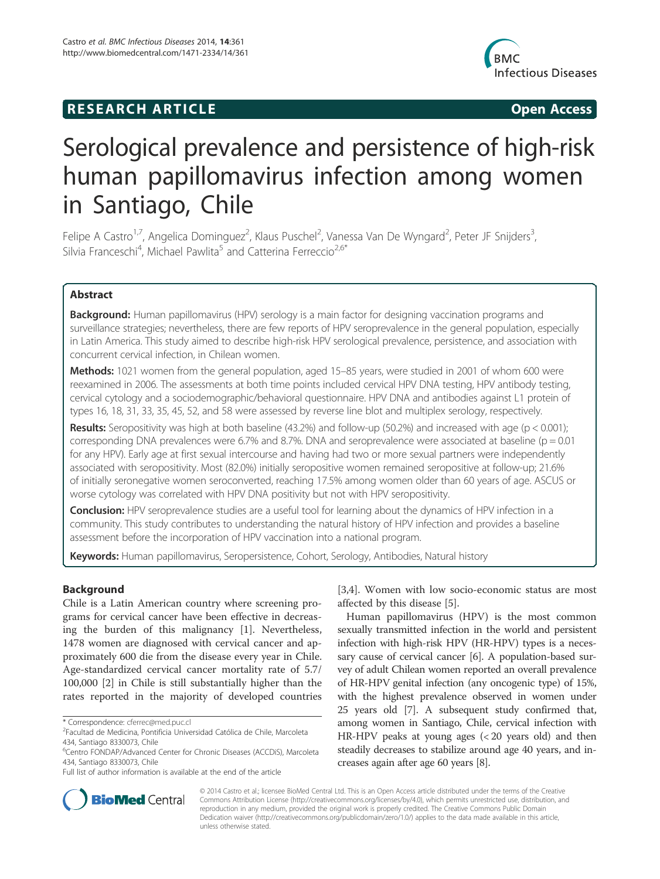**RESEARCH ARTICLE** **Open Access**

# Serological prevalence and persistence of high-risk human papillomavirus infection among women in Santiago, Chile

Felipe A Castro[1,7], Angelica Dominguez[2], Klaus Puschel[2], Vanessa Van De Wyngard[2], Peter JF Snijders[3], Silvia Franceschi[4], Michael Pawlita[5] and Catterina Ferreccio[2,6*]

## Abstract

**Background:** Human papillomavirus (HPV) serology is a main factor for designing vaccination programs and surveillance strategies; nevertheless, there are few reports of HPV seroprevalence in the general population, especially in Latin America. This study aimed to describe high-risk HPV serological prevalence, persistence, and association with concurrent cervical infection, in Chilean women.

**Methods:** 1021 women from the general population, aged 15–85 years, were studied in 2001 of whom 600 were reexamined in 2006. The assessments at both time points included cervical HPV DNA testing, HPV antibody testing, cervical cytology and a sociodemographic/behavioral questionnaire. HPV DNA and antibodies against L1 protein of types 16, 18, 31, 33, 35, 45, 52, and 58 were assessed by reverse line blot and multiplex serology, respectively.

**Results:** Seropositivity was high at both baseline (43.2%) and follow-up (50.2%) and increased with age ($p < 0.001$); corresponding DNA prevalences were 6.7% and 8.7%. DNA and seroprevalence were associated at baseline ($p = 0.01$ for any HPV). Early age at first sexual intercourse and having had two or more sexual partners were independently associated with seropositivity. Most (82.0%) initially seropositive women remained seropositive at follow-up; 21.6% of initially seronegative women seroconverted, reaching 17.5% among women older than 60 years of age. ASCUS or worse cytology was correlated with HPV DNA positivity but not with HPV seropositivity.

**Conclusion:** HPV seroprevalence studies are a useful tool for learning about the dynamics of HPV infection in a community. This study contributes to understanding the natural history of HPV infection and provides a baseline assessment before the incorporation of HPV vaccination into a national program.

**Keywords:** Human papillomavirus, Seropersistence, Cohort, Serology, Antibodies, Natural history

## Background

Chile is a Latin American country where screening programs for cervical cancer have been effective in decreasing the burden of this malignancy [1]. Nevertheless, 1478 women are diagnosed with cervical cancer and approximately 600 die from the disease every year in Chile. Age-standardized cervical cancer mortality rate of 5.7/100,000 [2] in Chile is still substantially higher than the rates reported in the majority of developed countries [3,4]. Women with low socio-economic status are most affected by this disease [5].

Human papillomavirus (HPV) is the most common sexually transmitted infection in the world and persistent infection with high-risk HPV (HR-HPV) types is a necessary cause of cervical cancer [6]. A population-based survey of adult Chilean women reported an overall prevalence of HR-HPV genital infection (any oncogenic type) of 15%, with the highest prevalence observed in women under 25 years old [7]. A subsequent study confirmed that, among women in Santiago, Chile, cervical infection with HR-HPV peaks at young ages (< 20 years old) and then steadily decreases to stabilize around age 40 years, and increases again after age 60 years [8].

\* Correspondence: cferrec@med.puc.cl
[2]Facultad de Medicina, Pontificia Universidad Católica de Chile, Marcoleta 434, Santiago 8330073, Chile
[6]Centro FONDAP/Advanced Center for Chronic Diseases (ACCDiS), Marcoleta 434, Santiago 8330073, Chile
Full list of author information is available at the end of the article

© 2014 Castro et al.; licensee BioMed Central Ltd. This is an Open Access article distributed under the terms of the Creative Commons Attribution License (http://creativecommons.org/licenses/by/4.0), which permits unrestricted use, distribution, and reproduction in any medium, provided the original work is properly credited. The Creative Commons Public Domain Dedication waiver (http://creativecommons.org/publicdomain/zero/1.0/) applies to the data made available in this article, unless otherwise stated.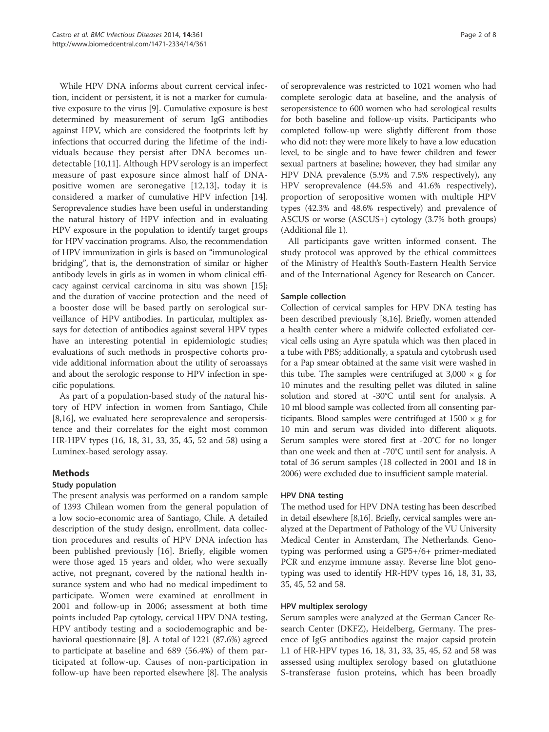While HPV DNA informs about current cervical infection, incident or persistent, it is not a marker for cumulative exposure to the virus [9]. Cumulative exposure is best determined by measurement of serum IgG antibodies against HPV, which are considered the footprints left by infections that occurred during the lifetime of the individuals because they persist after DNA becomes undetectable [10,11]. Although HPV serology is an imperfect measure of past exposure since almost half of DNA-positive women are seronegative [12,13], today it is considered a marker of cumulative HPV infection [14]. Seroprevalence studies have been useful in understanding the natural history of HPV infection and in evaluating HPV exposure in the population to identify target groups for HPV vaccination programs. Also, the recommendation of HPV immunization in girls is based on "immunological bridging", that is, the demonstration of similar or higher antibody levels in girls as in women in whom clinical efficacy against cervical carcinoma in situ was shown [15]; and the duration of vaccine protection and the need of a booster dose will be based partly on serological surveillance of HPV antibodies. In particular, multiplex assays for detection of antibodies against several HPV types have an interesting potential in epidemiologic studies; evaluations of such methods in prospective cohorts provide additional information about the utility of seroassays and about the serologic response to HPV infection in specific populations.

As part of a population-based study of the natural history of HPV infection in women from Santiago, Chile [8,16], we evaluated here seroprevalence and seropersistence and their correlates for the eight most common HR-HPV types (16, 18, 31, 33, 35, 45, 52 and 58) using a Luminex-based serology assay.

## Methods

### Study population

The present analysis was performed on a random sample of 1393 Chilean women from the general population of a low socio-economic area of Santiago, Chile. A detailed description of the study design, enrollment, data collection procedures and results of HPV DNA infection has been published previously [16]. Briefly, eligible women were those aged 15 years and older, who were sexually active, not pregnant, covered by the national health insurance system and who had no medical impediment to participate. Women were examined at enrollment in 2001 and follow-up in 2006; assessment at both time points included Pap cytology, cervical HPV DNA testing, HPV antibody testing and a sociodemographic and behavioral questionnaire [8]. A total of 1221 (87.6%) agreed to participate at baseline and 689 (56.4%) of them participated at follow-up. Causes of non-participation in follow-up have been reported elsewhere [8]. The analysis of seroprevalence was restricted to 1021 women who had complete serologic data at baseline, and the analysis of seropersistence to 600 women who had serological results for both baseline and follow-up visits. Participants who completed follow-up were slightly different from those who did not: they were more likely to have a low education level, to be single and to have fewer children and fewer sexual partners at baseline; however, they had similar any HPV DNA prevalence (5.9% and 7.5% respectively), any HPV seroprevalence (44.5% and 41.6% respectively), proportion of seropositive women with multiple HPV types (42.3% and 48.6% respectively) and prevalence of ASCUS or worse (ASCUS+) cytology (3.7% both groups) (Additional file 1).

All participants gave written informed consent. The study protocol was approved by the ethical committees of the Ministry of Health's South-Eastern Health Service and of the International Agency for Research on Cancer.

### Sample collection

Collection of cervical samples for HPV DNA testing has been described previously [8,16]. Briefly, women attended a health center where a midwife collected exfoliated cervical cells using an Ayre spatula which was then placed in a tube with PBS; additionally, a spatula and cytobrush used for a Pap smear obtained at the same visit were washed in this tube. The samples were centrifuged at $3,000 \times g$ for 10 minutes and the resulting pellet was diluted in saline solution and stored at -30°C until sent for analysis. A 10 ml blood sample was collected from all consenting participants. Blood samples were centrifuged at $1500 \times g$ for 10 min and serum was divided into different aliquots. Serum samples were stored first at -20°C for no longer than one week and then at -70°C until sent for analysis. A total of 36 serum samples (18 collected in 2001 and 18 in 2006) were excluded due to insufficient sample material.

### HPV DNA testing

The method used for HPV DNA testing has been described in detail elsewhere [8,16]. Briefly, cervical samples were analyzed at the Department of Pathology of the VU University Medical Center in Amsterdam, The Netherlands. Genotyping was performed using a GP5+/6+ primer-mediated PCR and enzyme immune assay. Reverse line blot genotyping was used to identify HR-HPV types 16, 18, 31, 33, 35, 45, 52 and 58.

### HPV multiplex serology

Serum samples were analyzed at the German Cancer Research Center (DKFZ), Heidelberg, Germany. The presence of IgG antibodies against the major capsid protein L1 of HR-HPV types 16, 18, 31, 33, 35, 45, 52 and 58 was assessed using multiplex serology based on glutathione S-transferase fusion proteins, which has been broadly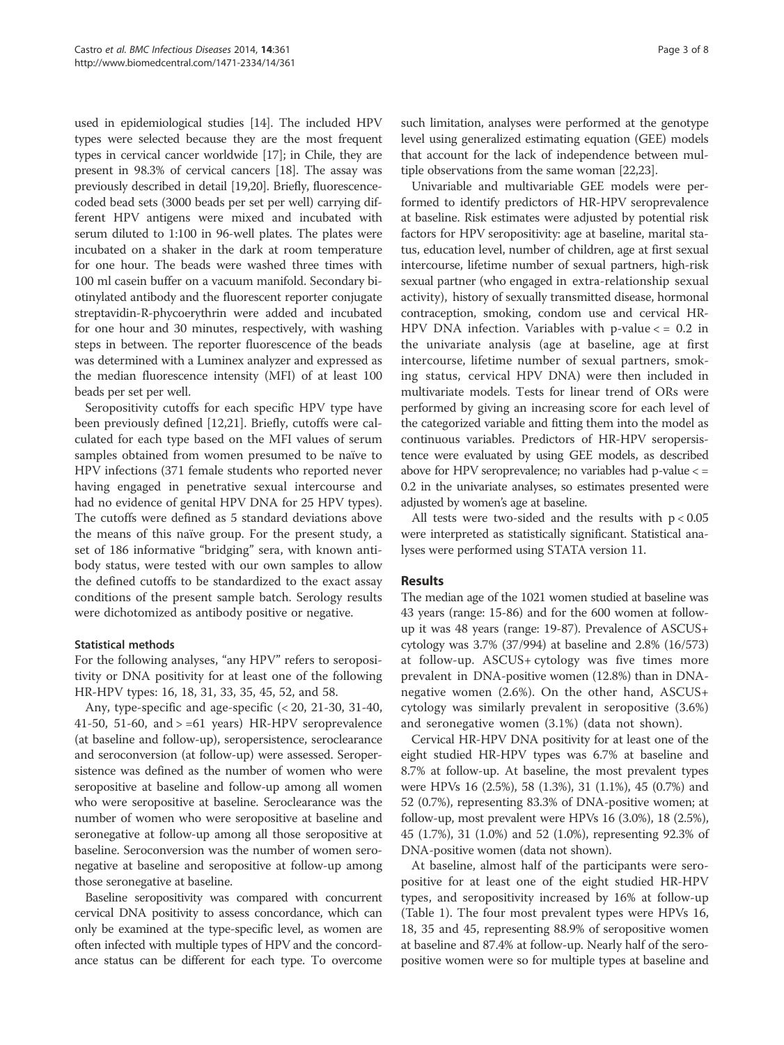used in epidemiological studies [14]. The included HPV types were selected because they are the most frequent types in cervical cancer worldwide [17]; in Chile, they are present in 98.3% of cervical cancers [18]. The assay was previously described in detail [19,20]. Briefly, fluorescence-coded bead sets (3000 beads per set per well) carrying different HPV antigens were mixed and incubated with serum diluted to 1:100 in 96-well plates. The plates were incubated on a shaker in the dark at room temperature for one hour. The beads were washed three times with 100 ml casein buffer on a vacuum manifold. Secondary biotinylated antibody and the fluorescent reporter conjugate streptavidin-R-phycoerythrin were added and incubated for one hour and 30 minutes, respectively, with washing steps in between. The reporter fluorescence of the beads was determined with a Luminex analyzer and expressed as the median fluorescence intensity (MFI) of at least 100 beads per set per well.

Seropositivity cutoffs for each specific HPV type have been previously defined [12,21]. Briefly, cutoffs were calculated for each type based on the MFI values of serum samples obtained from women presumed to be naïve to HPV infections (371 female students who reported never having engaged in penetrative sexual intercourse and had no evidence of genital HPV DNA for 25 HPV types). The cutoffs were defined as 5 standard deviations above the means of this naïve group. For the present study, a set of 186 informative "bridging" sera, with known antibody status, were tested with our own samples to allow the defined cutoffs to be standardized to the exact assay conditions of the present sample batch. Serology results were dichotomized as antibody positive or negative.

#### Statistical methods

For the following analyses, "any HPV" refers to seropositivity or DNA positivity for at least one of the following HR-HPV types: 16, 18, 31, 33, 35, 45, 52, and 58.

Any, type-specific and age-specific (< 20, 21-30, 31-40, 41-50, 51-60, and > =61 years) HR-HPV seroprevalence (at baseline and follow-up), seropersistence, seroclearance and seroconversion (at follow-up) were assessed. Seropersistence was defined as the number of women who were seropositive at baseline and follow-up among all women who were seropositive at baseline. Seroclearance was the number of women who were seropositive at baseline and seronegative at follow-up among all those seropositive at baseline. Seroconversion was the number of women seronegative at baseline and seropositive at follow-up among those seronegative at baseline.

Baseline seropositivity was compared with concurrent cervical DNA positivity to assess concordance, which can only be examined at the type-specific level, as women are often infected with multiple types of HPV and the concordance status can be different for each type. To overcome such limitation, analyses were performed at the genotype level using generalized estimating equation (GEE) models that account for the lack of independence between multiple observations from the same woman [22,23].

Univariable and multivariable GEE models were performed to identify predictors of HR-HPV seroprevalence at baseline. Risk estimates were adjusted by potential risk factors for HPV seropositivity: age at baseline, marital status, education level, number of children, age at first sexual intercourse, lifetime number of sexual partners, high-risk sexual partner (who engaged in extra-relationship sexual activity), history of sexually transmitted disease, hormonal contraception, smoking, condom use and cervical HR-HPV DNA infection. Variables with p-value < = 0.2 in the univariate analysis (age at baseline, age at first intercourse, lifetime number of sexual partners, smoking status, cervical HPV DNA) were then included in multivariate models. Tests for linear trend of ORs were performed by giving an increasing score for each level of the categorized variable and fitting them into the model as continuous variables. Predictors of HR-HPV seropersistence were evaluated by using GEE models, as described above for HPV seroprevalence; no variables had p-value < = 0.2 in the univariate analyses, so estimates presented were adjusted by women's age at baseline.

All tests were two-sided and the results with $p < 0.05$ were interpreted as statistically significant. Statistical analyses were performed using STATA version 11.

## Results

The median age of the 1021 women studied at baseline was 43 years (range: 15-86) and for the 600 women at follow-up it was 48 years (range: 19-87). Prevalence of ASCUS+ cytology was 3.7% (37/994) at baseline and 2.8% (16/573) at follow-up. ASCUS+ cytology was five times more prevalent in DNA-positive women (12.8%) than in DNA-negative women (2.6%). On the other hand, ASCUS+ cytology was similarly prevalent in seropositive (3.6%) and seronegative women (3.1%) (data not shown).

Cervical HR-HPV DNA positivity for at least one of the eight studied HR-HPV types was 6.7% at baseline and 8.7% at follow-up. At baseline, the most prevalent types were HPVs 16 (2.5%), 58 (1.3%), 31 (1.1%), 45 (0.7%) and 52 (0.7%), representing 83.3% of DNA-positive women; at follow-up, most prevalent were HPVs 16 (3.0%), 18 (2.5%), 45 (1.7%), 31 (1.0%) and 52 (1.0%), representing 92.3% of DNA-positive women (data not shown).

At baseline, almost half of the participants were seropositive for at least one of the eight studied HR-HPV types, and seropositivity increased by 16% at follow-up (Table 1). The four most prevalent types were HPVs 16, 18, 35 and 45, representing 88.9% of seropositive women at baseline and 87.4% at follow-up. Nearly half of the seropositive women were so for multiple types at baseline and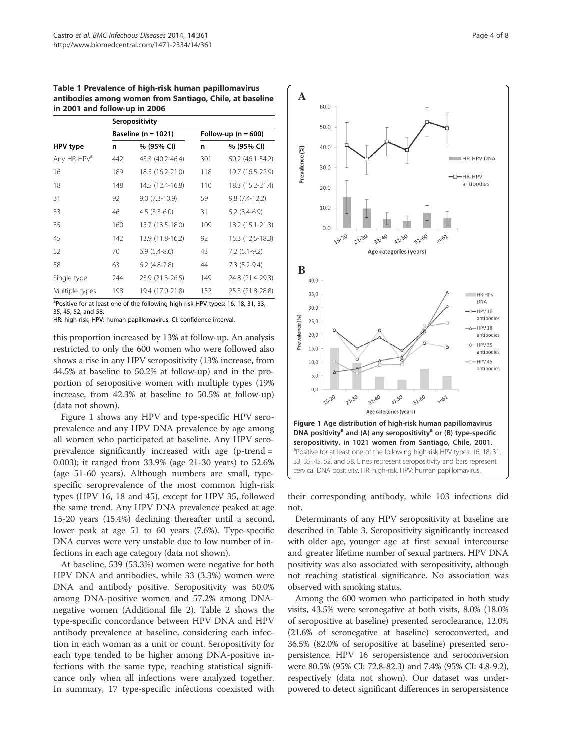**Table 1 Prevalence of high-risk human papillomavirus antibodies among women from Santiago, Chile, at baseline in 2001 and follow-up in 2006**

| HPV type | Seropositivity | | | |
|---|---|---|---|---|
| | Baseline (n = 1021) | | Follow-up (n = 600) | |
| | n | % (95% CI) | n | % (95% CI) |
| Any HR-HPV[a] | 442 | 43.3 (40.2-46.4) | 301 | 50.2 (46.1-54.2) |
| 16 | 189 | 18.5 (16.2-21.0) | 118 | 19.7 (16.5-22.9) |
| 18 | 148 | 14.5 (12.4-16.8) | 110 | 18.3 (15.2-21.4) |
| 31 | 92 | 9.0 (7.3-10.9) | 59 | 9.8 (7.4-12.2) |
| 33 | 46 | 4.5 (3.3-6.0) | 31 | 5.2 (3.4-6.9) |
| 35 | 160 | 15.7 (13.5-18.0) | 109 | 18.2 (15.1-21.3) |
| 45 | 142 | 13.9 (11.8-16.2) | 92 | 15.3 (12.5-18.3) |
| 52 | 70 | 6.9 (5.4-8.6) | 43 | 7.2 (5.1-9.2) |
| 58 | 63 | 6.2 (4.8-7.8) | 44 | 7.3 (5.2-9.4) |
| Single type | 244 | 23.9 (21.3-26.5) | 149 | 24.8 (21.4-29.3) |
| Multiple types | 198 | 19.4 (17.0-21.8) | 152 | 25.3 (21.8-28.8) |

[a]Positive for at least one of the following high risk HPV types: 16, 18, 31, 33, 35, 45, 52, and 58.
HR: high-risk, HPV: human papillomavirus, CI: confidence interval.

this proportion increased by 13% at follow-up. An analysis restricted to only the 600 women who were followed also shows a rise in any HPV seropositivity (13% increase, from 44.5% at baseline to 50.2% at follow-up) and in the proportion of seropositive women with multiple types (19% increase, from 42.3% at baseline to 50.5% at follow-up) (data not shown).

Figure 1 shows any HPV and type-specific HPV seroprevalence and any HPV DNA prevalence by age among all women who participated at baseline. Any HPV seroprevalence significantly increased with age (p-trend = 0.003); it ranged from 33.9% (age 21-30 years) to 52.6% (age 51-60 years). Although numbers are small, type-specific seroprevalence of the most common high-risk types (HPV 16, 18 and 45), except for HPV 35, followed the same trend. Any HPV DNA prevalence peaked at age 15-20 years (15.4%) declining thereafter until a second, lower peak at age 51 to 60 years (7.6%). Type-specific DNA curves were very unstable due to low number of infections in each age category (data not shown).

At baseline, 539 (53.3%) women were negative for both HPV DNA and antibodies, while 33 (3.3%) women were DNA and antibody positive. Seropositivity was 50.0% among DNA-positive women and 57.2% among DNA-negative women (Additional file 2). Table 2 shows the type-specific concordance between HPV DNA and HPV antibody prevalence at baseline, considering each infection in each woman as a unit or count. Seropositivity for each type tended to be higher among DNA-positive infections with the same type, reaching statistical significance only when all infections were analyzed together. In summary, 17 type-specific infections coexisted with

**Figure 1 Age distribution of high-risk human papillomavirus DNA positivity[a] and (A) any seropositivity[a] or (B) type-specific seropositivity, in 1021 women from Santiago, Chile, 2001.** [a]Positive for at least one of the following high-risk HPV types: 16, 18, 31, 33, 35, 45, 52, and 58. Lines represent seropositivity and bars represent cervical DNA positivity. HR: high-risk, HPV: human papillomavirus.

their corresponding antibody, while 103 infections did not.

Determinants of any HPV seropositivity at baseline are described in Table 3. Seropositivity significantly increased with older age, younger age at first sexual intercourse and greater lifetime number of sexual partners. HPV DNA positivity was also associated with seropositivity, although not reaching statistical significance. No association was observed with smoking status.

Among the 600 women who participated in both study visits, 43.5% were seronegative at both visits, 8.0% (18.0% of seropositive at baseline) presented seroclearance, 12.0% (21.6% of seronegative at baseline) seroconverted, and 36.5% (82.0% of seropositive at baseline) presented seropersistence. HPV 16 seropersistence and seroconversion were 80.5% (95% CI: 72.8-82.3) and 7.4% (95% CI: 4.8-9.2), respectively (data not shown). Our dataset was underpowered to detect significant differences in seropersistence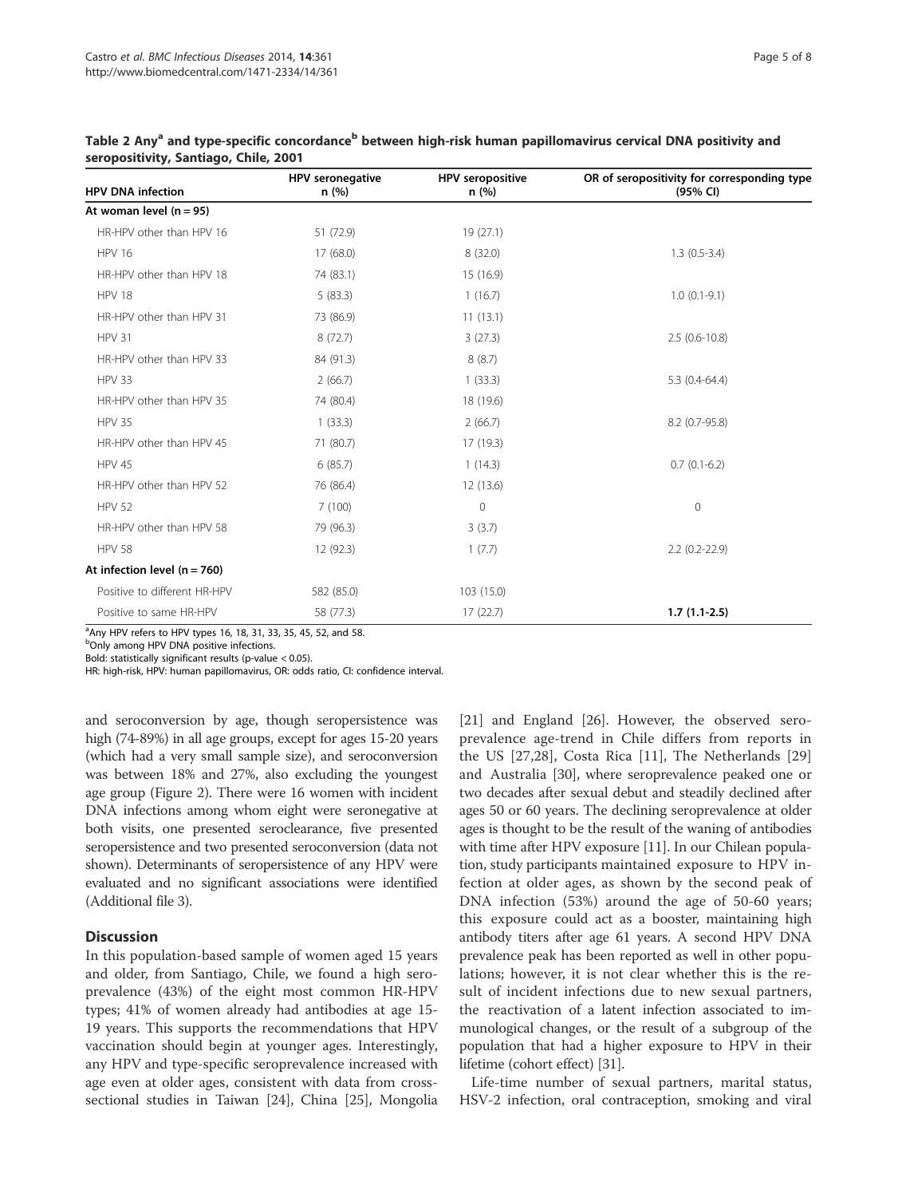Table 2 Any[a] and type-specific concordance[b] between high-risk human papillomavirus cervical DNA positivity and seropositivity, Santiago, Chile, 2001

| HPV DNA infection | HPV seronegative n (%) | HPV seropositive n (%) | OR of seropositivity for corresponding type (95% CI) |
|---|---|---|---|
| **At woman level (n = 95)** | | | |
| HR-HPV other than HPV 16 | 51 (72.9) | 19 (27.1) | |
| HPV 16 | 17 (68.0) | 8 (32.0) | 1.3 (0.5-3.4) |
| HR-HPV other than HPV 18 | 74 (83.1) | 15 (16.9) | |
| HPV 18 | 5 (83.3) | 1 (16.7) | 1.0 (0.1-9.1) |
| HR-HPV other than HPV 31 | 73 (86.9) | 11 (13.1) | |
| HPV 31 | 8 (72.7) | 3 (27.3) | 2.5 (0.6-10.8) |
| HR-HPV other than HPV 33 | 84 (91.3) | 8 (8.7) | |
| HPV 33 | 2 (66.7) | 1 (33.3) | 5.3 (0.4-64.4) |
| HR-HPV other than HPV 35 | 74 (80.4) | 18 (19.6) | |
| HPV 35 | 1 (33.3) | 2 (66.7) | 8.2 (0.7-95.8) |
| HR-HPV other than HPV 45 | 71 (80.7) | 17 (19.3) | |
| HPV 45 | 6 (85.7) | 1 (14.3) | 0.7 (0.1-6.2) |
| HR-HPV other than HPV 52 | 76 (86.4) | 12 (13.6) | |
| HPV 52 | 7 (100) | 0 | 0 |
| HR-HPV other than HPV 58 | 79 (96.3) | 3 (3.7) | |
| HPV 58 | 12 (92.3) | 1 (7.7) | 2.2 (0.2-22.9) |
| **At infection level (n = 760)** | | | |
| Positive to different HR-HPV | 582 (85.0) | 103 (15.0) | |
| Positive to same HR-HPV | 58 (77.3) | 17 (22.7) | **1.7 (1.1-2.5)** |

[a]Any HPV refers to HPV types 16, 18, 31, 33, 35, 45, 52, and 58.
[b]Only among HPV DNA positive infections.
Bold: statistically significant results (p-value < 0.05).
HR: high-risk, HPV: human papillomavirus, OR: odds ratio, CI: confidence interval.

and seroconversion by age, though seropersistence was high (74-89%) in all age groups, except for ages 15-20 years (which had a very small sample size), and seroconversion was between 18% and 27%, also excluding the youngest age group (Figure 2). There were 16 women with incident DNA infections among whom eight were seronegative at both visits, one presented seroclearance, five presented seropersistence and two presented seroconversion (data not shown). Determinants of seropersistence of any HPV were evaluated and no significant associations were identified (Additional file 3).

## Discussion

In this population-based sample of women aged 15 years and older, from Santiago, Chile, we found a high seroprevalence (43%) of the eight most common HR-HPV types; 41% of women already had antibodies at age 15-19 years. This supports the recommendations that HPV vaccination should begin at younger ages. Interestingly, any HPV and type-specific seroprevalence increased with age even at older ages, consistent with data from cross-sectional studies in Taiwan [24], China [25], Mongolia [21] and England [26]. However, the observed seroprevalence age-trend in Chile differs from reports in the US [27,28], Costa Rica [11], The Netherlands [29] and Australia [30], where seroprevalence peaked one or two decades after sexual debut and steadily declined after ages 50 or 60 years. The declining seroprevalence at older ages is thought to be the result of the waning of antibodies with time after HPV exposure [11]. In our Chilean population, study participants maintained exposure to HPV infection at older ages, as shown by the second peak of DNA infection (53%) around the age of 50-60 years; this exposure could act as a booster, maintaining high antibody titers after age 61 years. A second HPV DNA prevalence peak has been reported as well in other populations; however, it is not clear whether this is the result of incident infections due to new sexual partners, the reactivation of a latent infection associated to immunological changes, or the result of a subgroup of the population that had a higher exposure to HPV in their lifetime (cohort effect) [31].

Life-time number of sexual partners, marital status, HSV-2 infection, oral contraception, smoking and viral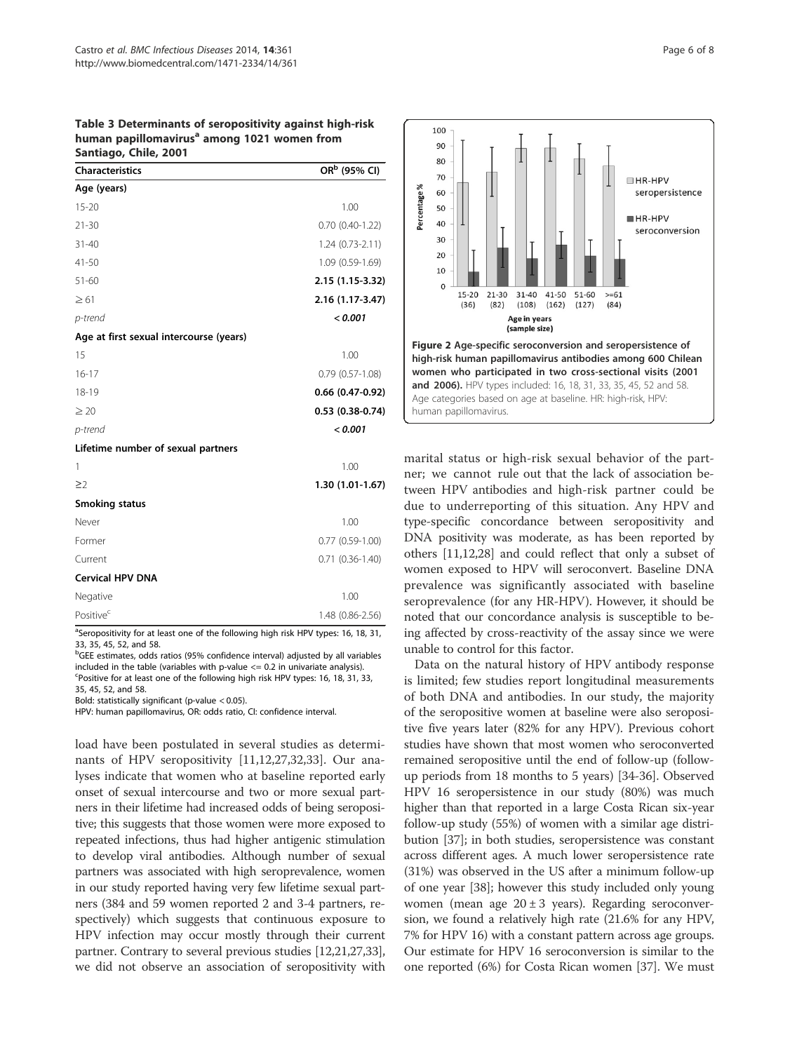**Table 3 Determinants of seropositivity against high-risk human papillomavirus[a] among 1021 women from Santiago, Chile, 2001**

| Characteristics | OR[b] (95% CI) |
|---|---|
| **Age (years)** | |
| 15-20 | 1.00 |
| 21-30 | 0.70 (0.40-1.22) |
| 31-40 | 1.24 (0.73-2.11) |
| 41-50 | 1.09 (0.59-1.69) |
| 51-60 | **2.15 (1.15-3.32)** |
| ≥ 61 | **2.16 (1.17-3.47)** |
| *p-trend* | ***< 0.001*** |
| **Age at first sexual intercourse (years)** | |
| 15 | 1.00 |
| 16-17 | 0.79 (0.57-1.08) |
| 18-19 | **0.66 (0.47-0.92)** |
| ≥ 20 | **0.53 (0.38-0.74)** |
| *p-trend* | ***< 0.001*** |
| **Lifetime number of sexual partners** | |
| 1 | 1.00 |
| ≥2 | **1.30 (1.01-1.67)** |
| **Smoking status** | |
| Never | 1.00 |
| Former | 0.77 (0.59-1.00) |
| Current | 0.71 (0.36-1.40) |
| **Cervical HPV DNA** | |
| Negative | 1.00 |
| Positive[c] | 1.48 (0.86-2.56) |

[a]Seropositivity for at least one of the following high risk HPV types: 16, 18, 31, 33, 35, 45, 52, and 58.
[b]GEE estimates, odds ratios (95% confidence interval) adjusted by all variables included in the table (variables with p-value <= 0.2 in univariate analysis).
[c]Positive for at least one of the following high risk HPV types: 16, 18, 31, 33, 35, 45, 52, and 58.
Bold: statistically significant (p-value < 0.05).
HPV: human papillomavirus, OR: odds ratio, CI: confidence interval.

**Figure 2 Age-specific seroconversion and seropersistence of high-risk human papillomavirus antibodies among 600 Chilean women who participated in two cross-sectional visits (2001 and 2006).** HPV types included: 16, 18, 31, 33, 35, 45, 52 and 58. Age categories based on age at baseline. HR: high-risk, HPV: human papillomavirus.

load have been postulated in several studies as determinants of HPV seropositivity [11,12,27,32,33]. Our analyses indicate that women who at baseline reported early onset of sexual intercourse and two or more sexual partners in their lifetime had increased odds of being seropositive; this suggests that those women were more exposed to repeated infections, thus had higher antigenic stimulation to develop viral antibodies. Although number of sexual partners was associated with high seroprevalence, women in our study reported having very few lifetime sexual partners (384 and 59 women reported 2 and 3-4 partners, respectively) which suggests that continuous exposure to HPV infection may occur mostly through their current partner. Contrary to several previous studies [12,21,27,33], we did not observe an association of seropositivity with marital status or high-risk sexual behavior of the partner; we cannot rule out that the lack of association between HPV antibodies and high-risk partner could be due to underreporting of this situation. Any HPV and type-specific concordance between seropositivity and DNA positivity was moderate, as has been reported by others [11,12,28] and could reflect that only a subset of women exposed to HPV will seroconvert. Baseline DNA prevalence was significantly associated with baseline seroprevalence (for any HR-HPV). However, it should be noted that our concordance analysis is susceptible to being affected by cross-reactivity of the assay since we were unable to control for this factor.

Data on the natural history of HPV antibody response is limited; few studies report longitudinal measurements of both DNA and antibodies. In our study, the majority of the seropositive women at baseline were also seropositive five years later (82% for any HPV). Previous cohort studies have shown that most women who seroconverted remained seropositive until the end of follow-up (follow-up periods from 18 months to 5 years) [34-36]. Observed HPV 16 seropersistence in our study (80%) was much higher than that reported in a large Costa Rican six-year follow-up study (55%) of women with a similar age distribution [37]; in both studies, seropersistence was constant across different ages. A much lower seropersistence rate (31%) was observed in the US after a minimum follow-up of one year [38]; however this study included only young women (mean age $20 \pm 3$ years). Regarding seroconversion, we found a relatively high rate (21.6% for any HPV, 7% for HPV 16) with a constant pattern across age groups. Our estimate for HPV 16 seroconversion is similar to the one reported (6%) for Costa Rican women [37]. We must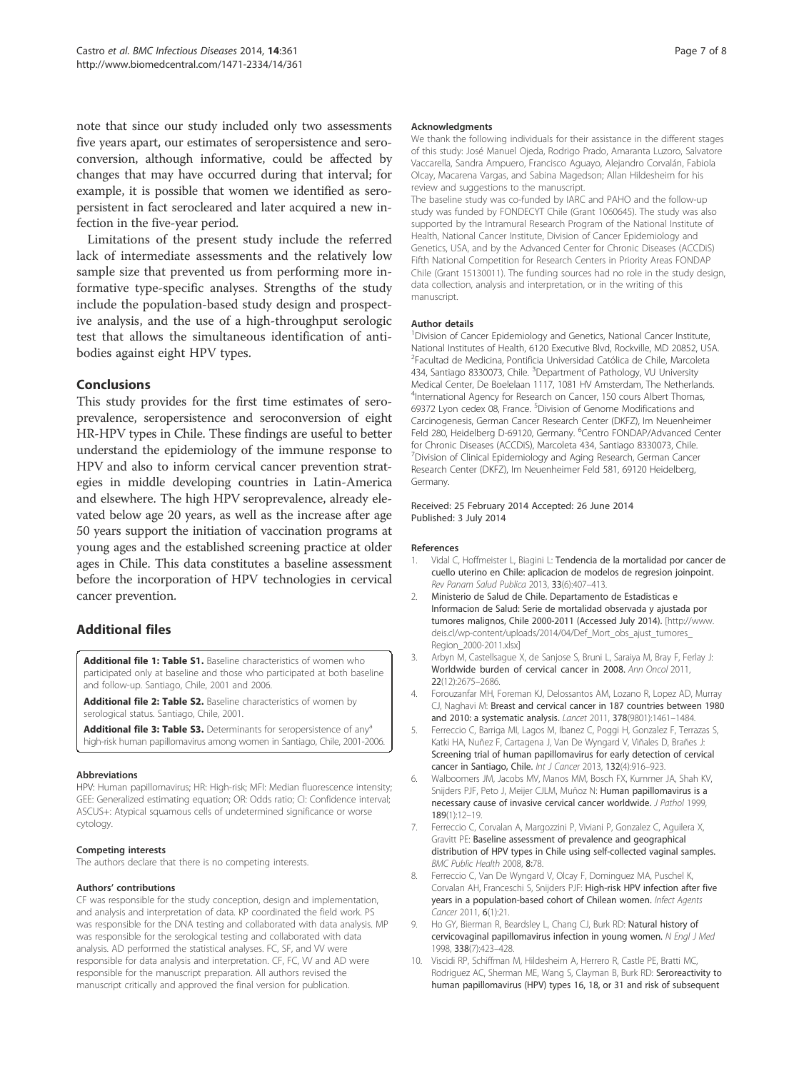note that since our study included only two assessments five years apart, our estimates of seropersistence and seroconversion, although informative, could be affected by changes that may have occurred during that interval; for example, it is possible that women we identified as seropersistent in fact serocleared and later acquired a new infection in the five-year period.

Limitations of the present study include the referred lack of intermediate assessments and the relatively low sample size that prevented us from performing more informative type-specific analyses. Strengths of the study include the population-based study design and prospective analysis, and the use of a high-throughput serologic test that allows the simultaneous identification of antibodies against eight HPV types.

## Conclusions

This study provides for the first time estimates of seroprevalence, seropersistence and seroconversion of eight HR-HPV types in Chile. These findings are useful to better understand the epidemiology of the immune response to HPV and also to inform cervical cancer prevention strategies in middle developing countries in Latin-America and elsewhere. The high HPV seroprevalence, already elevated below age 20 years, as well as the increase after age 50 years support the initiation of vaccination programs at young ages and the established screening practice at older ages in Chile. This data constitutes a baseline assessment before the incorporation of HPV technologies in cervical cancer prevention.

## Additional files

**Additional file 1: Table S1.** Baseline characteristics of women who participated only at baseline and those who participated at both baseline and follow-up. Santiago, Chile, 2001 and 2006.

**Additional file 2: Table S2.** Baseline characteristics of women by serological status. Santiago, Chile, 2001.

**Additional file 3: Table S3.** Determinants for seropersistence of any[a] high-risk human papillomavirus among women in Santiago, Chile, 2001-2006.

#### Abbreviations

HPV: Human papillomavirus; HR: High-risk; MFI: Median fluorescence intensity; GEE: Generalized estimating equation; OR: Odds ratio; CI: Confidence interval; ASCUS+: Atypical squamous cells of undetermined significance or worse cytology.

#### Competing interests

The authors declare that there is no competing interests.

#### Authors' contributions

CF was responsible for the study conception, design and implementation, and analysis and interpretation of data. KP coordinated the field work. PS was responsible for the DNA testing and collaborated with data analysis. MP was responsible for the serological testing and collaborated with data analysis. AD performed the statistical analyses. FC, SF, and VV were responsible for data analysis and interpretation. CF, FC, VV and AD were responsible for the manuscript preparation. All authors revised the manuscript critically and approved the final version for publication.

#### Acknowledgments

We thank the following individuals for their assistance in the different stages of this study: José Manuel Ojeda, Rodrigo Prado, Amaranta Luzoro, Salvatore Vaccarella, Sandra Ampuero, Francisco Aguayo, Alejandro Corvalán, Fabiola Olcay, Macarena Vargas, and Sabina Magedson; Allan Hildesheim for his review and suggestions to the manuscript.

The baseline study was co-funded by IARC and PAHO and the follow-up study was funded by FONDECYT Chile (Grant 1060645). The study was also supported by the Intramural Research Program of the National Institute of Health, National Cancer Institute, Division of Cancer Epidemiology and Genetics, USA, and by the Advanced Center for Chronic Diseases (ACCDiS) Fifth National Competition for Research Centers in Priority Areas FONDAP Chile (Grant 15130011). The funding sources had no role in the study design, data collection, analysis and interpretation, or in the writing of this manuscript.

#### Author details

[1]Division of Cancer Epidemiology and Genetics, National Cancer Institute, National Institutes of Health, 6120 Executive Blvd, Rockville, MD 20852, USA. [2]Facultad de Medicina, Pontificia Universidad Católica de Chile, Marcoleta 434, Santiago 8330073, Chile. [3]Department of Pathology, VU University Medical Center, De Boelelaan 1117, 1081 HV Amsterdam, The Netherlands. [4]International Agency for Research on Cancer, 150 cours Albert Thomas, 69372 Lyon cedex 08, France. [5]Division of Genome Modifications and Carcinogenesis, German Cancer Research Center (DKFZ), Im Neuenheimer Feld 280, Heidelberg D-69120, Germany. [6]Centro FONDAP/Advanced Center for Chronic Diseases (ACCDiS), Marcoleta 434, Santiago 8330073, Chile. [7]Division of Clinical Epidemiology and Aging Research, German Cancer Research Center (DKFZ), Im Neuenheimer Feld 581, 69120 Heidelberg, Germany.

Received: 25 February 2014 Accepted: 26 June 2014
Published: 3 July 2014

#### References

1. Vidal C, Hoffmeister L, Biagini L: **Tendencia de la mortalidad por cancer de cuello uterino en Chile: aplicacion de modelos de regresion joinpoint.** *Rev Panam Salud Publica* 2013, **33**(6):407–413.
2. Ministerio de Salud de Chile. Departamento de Estadisticas e Informacion de Salud: **Serie de mortalidad observada y ajustada por tumores malignos, Chile 2000-2011 (Accessed July 2014).** [http://www.deis.cl/wp-content/uploads/2014/04/Def_Mort_obs_ajust_tumores_Region_2000-2011.xlsx]
3. Arbyn M, Castellsague X, de Sanjose S, Bruni L, Saraiya M, Bray F, Ferlay J: **Worldwide burden of cervical cancer in 2008.** *Ann Oncol* 2011, **22**(12):2675–2686.
4. Forouzanfar MH, Foreman KJ, Delossantos AM, Lozano R, Lopez AD, Murray CJ, Naghavi M: **Breast and cervical cancer in 187 countries between 1980 and 2010: a systematic analysis.** *Lancet* 2011, **378**(9801):1461–1484.
5. Ferreccio C, Barriga MI, Lagos M, Ibanez C, Poggi H, Gonzalez F, Terrazas S, Katki HA, Nuñez F, Cartagena J, Van De Wyngard V, Viñales D, Brañes J: **Screening trial of human papillomavirus for early detection of cervical cancer in Santiago, Chile.** *Int J Cancer* 2013, **132**(4):916–923.
6. Walboomers JM, Jacobs MV, Manos MM, Bosch FX, Kummer JA, Shah KV, Snijders PJF, Peto J, Meijer CJLM, Muñoz N: **Human papillomavirus is a necessary cause of invasive cervical cancer worldwide.** *J Pathol* 1999, **189**(1):12–19.
7. Ferreccio C, Corvalan A, Margozzini P, Viviani P, Gonzalez C, Aguilera X, Gravitt PE: **Baseline assessment of prevalence and geographical distribution of HPV types in Chile using self-collected vaginal samples.** *BMC Public Health* 2008, **8**:78.
8. Ferreccio C, Van De Wyngard V, Olcay F, Dominguez MA, Puschel K, Corvalan AH, Franceschi S, Snijders PJF: **High-risk HPV infection after five years in a population-based cohort of Chilean women.** *Infect Agents Cancer* 2011, **6**(1):21.
9. Ho GY, Bierman R, Beardsley L, Chang CJ, Burk RD: **Natural history of cervicovaginal papillomavirus infection in young women.** *N Engl J Med* 1998, **338**(7):423–428.
10. Viscidi RP, Schiffman M, Hildesheim A, Herrero R, Castle PE, Bratti MC, Rodriguez AC, Sherman ME, Wang S, Clayman B, Burk RD: **Seroreactivity to human papillomavirus (HPV) types 16, 18, or 31 and risk of subsequent**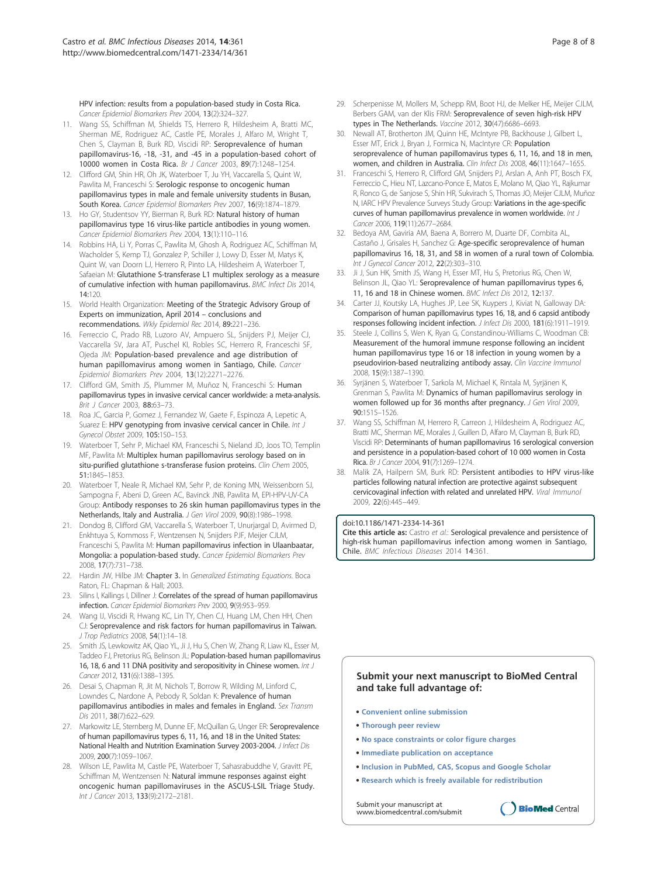HPV infection: results from a population-based study in Costa Rica. *Cancer Epidemiol Biomarkers Prev* 2004, **13**(2):324–327.

11. Wang SS, Schiffman M, Shields TS, Herrero R, Hildesheim A, Bratti MC, Sherman ME, Rodriguez AC, Castle PE, Morales J, Alfaro M, Wright T, Chen S, Clayman B, Burk RD, Viscidi RP: **Seroprevalence of human papillomavirus-16, -18, -31, and -45 in a population-based cohort of 10000 women in Costa Rica.** *Br J Cancer* 2003, **89**(7):1248–1254.
12. Clifford GM, Shin HR, Oh JK, Waterboer T, Ju YH, Vaccarella S, Quint W, Pawlita M, Franceschi S: **Serologic response to oncogenic human papillomavirus types in male and female university students in Busan, South Korea.** *Cancer Epidemiol Biomarkers Prev* 2007, **16**(9):1874–1879.
13. Ho GY, Studentsov YY, Bierman R, Burk RD: **Natural history of human papillomavirus type 16 virus-like particle antibodies in young women.** *Cancer Epidemiol Biomarkers Prev* 2004, **13**(1):110–116.
14. Robbins HA, Li Y, Porras C, Pawlita M, Ghosh A, Rodriguez AC, Schiffman M, Wacholder S, Kemp TJ, Gonzalez P, Schiller J, Lowy D, Esser M, Matys K, Quint W, van Doorn LJ, Herrero R, Pinto LA, Hildesheim A, Waterboer T, Safaeian M: **Glutathione S-transferase L1 multiplex serology as a measure of cumulative infection with human papillomavirus.** *BMC Infect Dis* 2014, **14**:120.
15. World Health Organization: **Meeting of the Strategic Advisory Group of Experts on immunization, April 2014 – conclusions and recommendations.** *Wkly Epidemiol Rec* 2014, **89**:221–236.
16. Ferreccio C, Prado RB, Luzoro AV, Ampuero SL, Snijders PJ, Meijer CJ, Vaccarella SV, Jara AT, Puschel KI, Robles SC, Herrero R, Franceschi SF, Ojeda JM: **Population-based prevalence and age distribution of human papillomavirus among women in Santiago, Chile.** *Cancer Epidemiol Biomarkers Prev* 2004, **13**(12):2271–2276.
17. Clifford GM, Smith JS, Plummer M, Muñoz N, Franceschi S: **Human papillomavirus types in invasive cervical cancer worldwide: a meta-analysis.** *Brit J Cancer* 2003, **88**:63–73.
18. Roa JC, Garcia P, Gomez J, Fernandez W, Gaete F, Espinoza A, Lepetic A, Suarez E: **HPV genotyping from invasive cervical cancer in Chile.** *Int J Gynecol Obstet* 2009, **105**:150–153.
19. Waterboer T, Sehr P, Michael KM, Franceschi S, Nieland JD, Joos TO, Templin MF, Pawlita M: **Multiplex human papillomavirus serology based on in situ-purified glutathione s-transferase fusion proteins.** *Clin Chem* 2005, **51**:1845–1853.
20. Waterboer T, Neale R, Michael KM, Sehr P, de Koning MN, Weissenborn SJ, Sampogna F, Abeni D, Green AC, Bavinck JNB, Pawlita M, EPI-HPV-UV-CA Group: **Antibody responses to 26 skin human papillomavirus types in the Netherlands, Italy and Australia.** *J Gen Virol* 2009, **90**(8):1986–1998.
21. Dondog B, Clifford GM, Vaccarella S, Waterboer T, Unurjargal D, Avirmed D, Enkhtuya S, Kommoss F, Wentzensen N, Snijders PJF, Meijer CJLM, Franceschi S, Pawlita M: **Human papillomavirus infection in Ulaanbaatar, Mongolia: a population-based study.** *Cancer Epidemiol Biomarkers Prev* 2008, **17**(7):731–738.
22. Hardin JW, Hilbe JM: **Chapter 3.** In *Generalized Estimating Equations.* Boca Raton, FL: Chapman & Hall; 2003.
23. Silins I, Kallings I, Dillner J: **Correlates of the spread of human papillomavirus infection.** *Cancer Epidemiol Biomarkers Prev* 2000, **9**(9):953–959.
24. Wang IJ, Viscidi R, Hwang KC, Lin TY, Chen CJ, Huang LM, Chen HH, Chen CJ: **Seroprevalence and risk factors for human papillomavirus in Taiwan.** *J Trop Pediatrics* 2008, **54**(1):14–18.
25. Smith JS, Lewkowitz AK, Qiao YL, Ji J, Hu S, Chen W, Zhang R, Liaw KL, Esser M, Taddeo FJ, Pretorius RG, Belinson JL: **Population-based human papillomavirus 16, 18, 6 and 11 DNA positivity and seropositivity in Chinese women.** *Int J Cancer* 2012, **131**(6):1388–1395.
26. Desai S, Chapman R, Jit M, Nichols T, Borrow R, Wilding M, Linford C, Lowndes C, Nardone A, Pebody R, Soldan K: **Prevalence of human papillomavirus antibodies in males and females in England.** *Sex Transm Dis* 2011, **38**(7):622–629.
27. Markowitz LE, Sternberg M, Dunne EF, McQuillan G, Unger ER: **Seroprevalence of human papillomavirus types 6, 11, 16, and 18 in the United States: National Health and Nutrition Examination Survey 2003-2004.** *J Infect Dis* 2009, **200**(7):1059–1067.
28. Wilson LE, Pawlita M, Castle PE, Waterboer T, Sahasrabuddhe V, Gravitt PE, Schiffman M, Wentzensen N: **Natural immune responses against eight oncogenic human papillomaviruses in the ASCUS-LSIL Triage Study.** *Int J Cancer* 2013, **133**(9):2172–2181.
29. Scherpenisse M, Mollers M, Schepp RM, Boot HJ, de Melker HE, Meijer CJLM, Berbers GAM, van der Klis FRM: **Seroprevalence of seven high-risk HPV types in The Netherlands.** *Vaccine* 2012, **30**(47):6686–6693.
30. Newall AT, Brotherton JM, Quinn HE, McIntyre PB, Backhouse J, Gilbert L, Esser MT, Erick J, Bryan J, Formica N, MacIntyre CR: **Population seroprevalence of human papillomavirus types 6, 11, 16, and 18 in men, women, and children in Australia.** *Clin Infect Dis* 2008, **46**(11):1647–1655.
31. Franceschi S, Herrero R, Clifford GM, Snijders PJ, Arslan A, Anh PT, Bosch FX, Ferreccio C, Hieu NT, Lazcano-Ponce E, Matos E, Molano M, Qiao YL, Rajkumar R, Ronco G, de Sanjose S, Shin HR, Sukvirach S, Thomas JO, Meijer CJLM, Muñoz N, IARC HPV Prevalence Surveys Study Group: **Variations in the age-specific curves of human papillomavirus prevalence in women worldwide.** *Int J Cancer* 2006, **119**(11):2677–2684.
32. Bedoya AM, Gaviria AM, Baena A, Borrero M, Duarte DF, Combita AL, Castaño J, Grisales H, Sanchez G: **Age-specific seroprevalence of human papillomavirus 16, 18, 31, and 58 in women of a rural town of Colombia.** *Int J Gynecol Cancer* 2012, **22**(2):303–310.
33. Ji J, Sun HK, Smith JS, Wang H, Esser MT, Hu S, Pretorius RG, Chen W, Belinson JL, Qiao YL: **Seroprevalence of human papillomavirus types 6, 11, 16 and 18 in Chinese women.** *BMC Infect Dis* 2012, **12**:137.
34. Carter JJ, Koutsky LA, Hughes JP, Lee SK, Kuypers J, Kiviat N, Galloway DA: **Comparison of human papillomavirus types 16, 18, and 6 capsid antibody responses following incident infection.** *J Infect Dis* 2000, **181**(6):1911–1919.
35. Steele J, Collins S, Wen K, Ryan G, Constandinou-Williams C, Woodman CB: **Measurement of the humoral immune response following an incident human papillomavirus type 16 or 18 infection in young women by a pseudovirion-based neutralizing antibody assay.** *Clin Vaccine Immunol* 2008, **15**(9):1387–1390.
36. Syrjänen S, Waterboer T, Sarkola M, Michael K, Rintala M, Syrjänen K, Grenman S, Pawlita M: **Dynamics of human papillomavirus serology in women followed up for 36 months after pregnancy.** *J Gen Virol* 2009, **90**:1515–1526.
37. Wang SS, Schiffman M, Herrero R, Carreon J, Hildesheim A, Rodriguez AC, Bratti MC, Sherman ME, Morales J, Guillen D, Alfaro M, Clayman B, Burk RD, Viscidi RP: **Determinants of human papillomavirus 16 serological conversion and persistence in a population-based cohort of 10 000 women in Costa Rica.** *Br J Cancer* 2004, **91**(7):1269–1274.
38. Malik ZA, Hailpern SM, Burk RD: **Persistent antibodies to HPV virus-like particles following natural infection are protective against subsequent cervicovaginal infection with related and unrelated HPV.** *Viral Immunol* 2009, **22**(6):445–449.

doi:10.1186/1471-2334-14-361

**Cite this article as:** Castro *et al.*: Serological prevalence and persistence of high-risk human papillomavirus infection among women in Santiago, Chile. *BMC Infectious Diseases* 2014 **14**:361.

**Submit your next manuscript to BioMed Central and take full advantage of:**

- **Convenient online submission**
- **Thorough peer review**
- **No space constraints or color figure charges**
- **Immediate publication on acceptance**
- **Inclusion in PubMed, CAS, Scopus and Google Scholar**
- **Research which is freely available for redistribution**

Submit your manuscript at www.biomedcentral.com/submit

BioMed Central